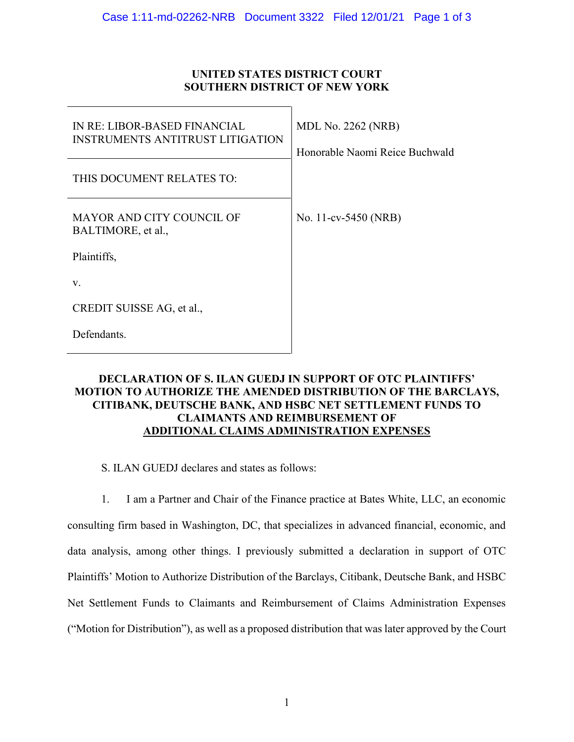**UNITED STATES DISTRICT COURT**
**SOUTHERN DISTRICT OF NEW YORK**

| | |
|---|---|
| IN RE: LIBOR-BASED FINANCIAL INSTRUMENTS ANTITRUST LITIGATION | MDL No. 2262 (NRB)<br><br>Honorable Naomi Reice Buchwald |
| THIS DOCUMENT RELATES TO: | |
| MAYOR AND CITY COUNCIL OF BALTIMORE, et al.,<br><br>Plaintiffs,<br><br>v.<br><br>CREDIT SUISSE AG, et al.,<br><br>Defendants. | No. 11-cv-5450 (NRB) |

**DECLARATION OF S. ILAN GUEDJ IN SUPPORT OF OTC PLAINTIFFS' MOTION TO AUTHORIZE THE AMENDED DISTRIBUTION OF THE BARCLAYS, CITIBANK, DEUTSCHE BANK, AND HSBC NET SETTLEMENT FUNDS TO CLAIMANTS AND REIMBURSEMENT OF ADDITIONAL CLAIMS ADMINISTRATION EXPENSES**

S. ILAN GUEDJ declares and states as follows:

1. I am a Partner and Chair of the Finance practice at Bates White, LLC, an economic consulting firm based in Washington, DC, that specializes in advanced financial, economic, and data analysis, among other things. I previously submitted a declaration in support of OTC Plaintiffs' Motion to Authorize Distribution of the Barclays, Citibank, Deutsche Bank, and HSBC Net Settlement Funds to Claimants and Reimbursement of Claims Administration Expenses ("Motion for Distribution"), as well as a proposed distribution that was later approved by the Court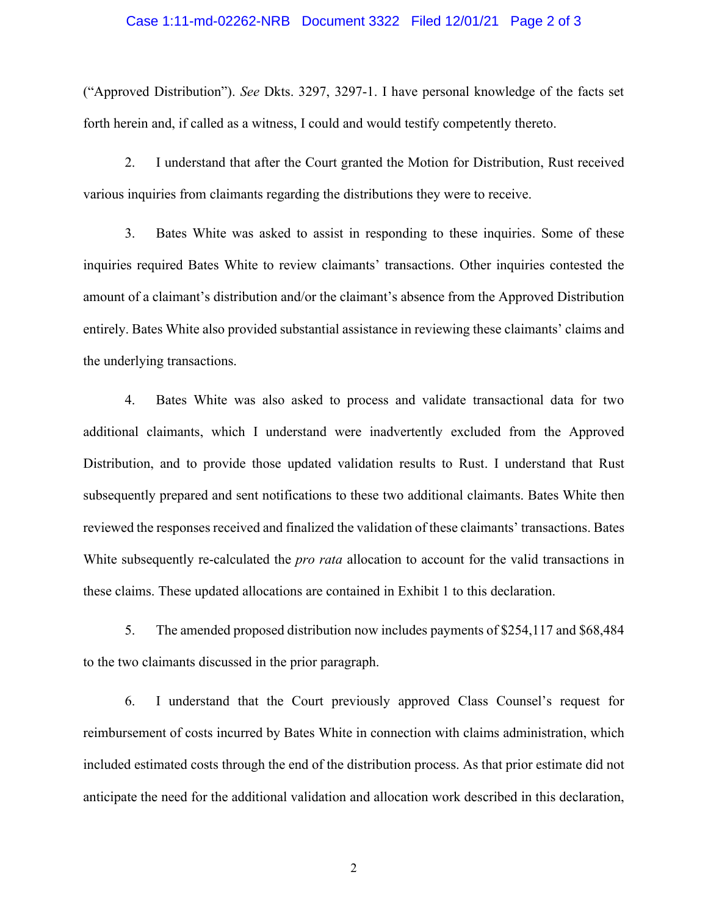("Approved Distribution"). *See* Dkts. 3297, 3297-1. I have personal knowledge of the facts set forth herein and, if called as a witness, I could and would testify competently thereto.

2. I understand that after the Court granted the Motion for Distribution, Rust received various inquiries from claimants regarding the distributions they were to receive.

3. Bates White was asked to assist in responding to these inquiries. Some of these inquiries required Bates White to review claimants' transactions. Other inquiries contested the amount of a claimant's distribution and/or the claimant's absence from the Approved Distribution entirely. Bates White also provided substantial assistance in reviewing these claimants' claims and the underlying transactions.

4. Bates White was also asked to process and validate transactional data for two additional claimants, which I understand were inadvertently excluded from the Approved Distribution, and to provide those updated validation results to Rust. I understand that Rust subsequently prepared and sent notifications to these two additional claimants. Bates White then reviewed the responses received and finalized the validation of these claimants' transactions. Bates White subsequently re-calculated the *pro rata* allocation to account for the valid transactions in these claims. These updated allocations are contained in Exhibit 1 to this declaration.

5. The amended proposed distribution now includes payments of $254,117 and $68,484 to the two claimants discussed in the prior paragraph.

6. I understand that the Court previously approved Class Counsel's request for reimbursement of costs incurred by Bates White in connection with claims administration, which included estimated costs through the end of the distribution process. As that prior estimate did not anticipate the need for the additional validation and allocation work described in this declaration,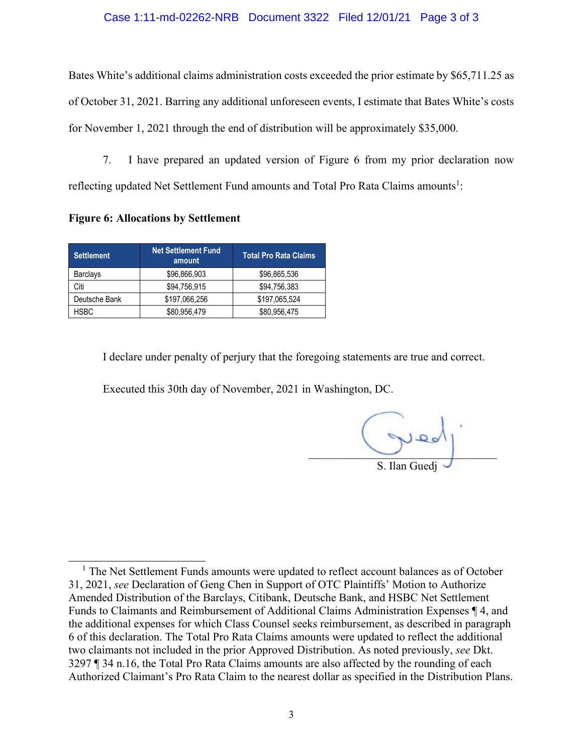Bates White's additional claims administration costs exceeded the prior estimate by $65,711.25 as of October 31, 2021. Barring any additional unforeseen events, I estimate that Bates White's costs for November 1, 2021 through the end of distribution will be approximately $35,000.

7. I have prepared an updated version of Figure 6 from my prior declaration now reflecting updated Net Settlement Fund amounts and Total Pro Rata Claims amounts[1]:

**Figure 6: Allocations by Settlement**

| Settlement | Net Settlement Fund amount | Total Pro Rata Claims |
|---|---|---|
| Barclays | $96,866,903 | $96,865,536 |
| Citi | $94,756,915 | $94,756,383 |
| Deutsche Bank | $197,066,256 | $197,065,524 |
| HSBC | $80,956,479 | $80,956,475 |

I declare under penalty of perjury that the foregoing statements are true and correct.

Executed this 30th day of November, 2021 in Washington, DC.

S. Ilan Guedj

[1] The Net Settlement Funds amounts were updated to reflect account balances as of October 31, 2021, *see* Declaration of Geng Chen in Support of OTC Plaintiffs' Motion to Authorize Amended Distribution of the Barclays, Citibank, Deutsche Bank, and HSBC Net Settlement Funds to Claimants and Reimbursement of Additional Claims Administration Expenses ¶ 4, and the additional expenses for which Class Counsel seeks reimbursement, as described in paragraph 6 of this declaration. The Total Pro Rata Claims amounts were updated to reflect the additional two claimants not included in the prior Approved Distribution. As noted previously, *see* Dkt. 3297 ¶ 34 n.16, the Total Pro Rata Claims amounts are also affected by the rounding of each Authorized Claimant's Pro Rata Claim to the nearest dollar as specified in the Distribution Plans.